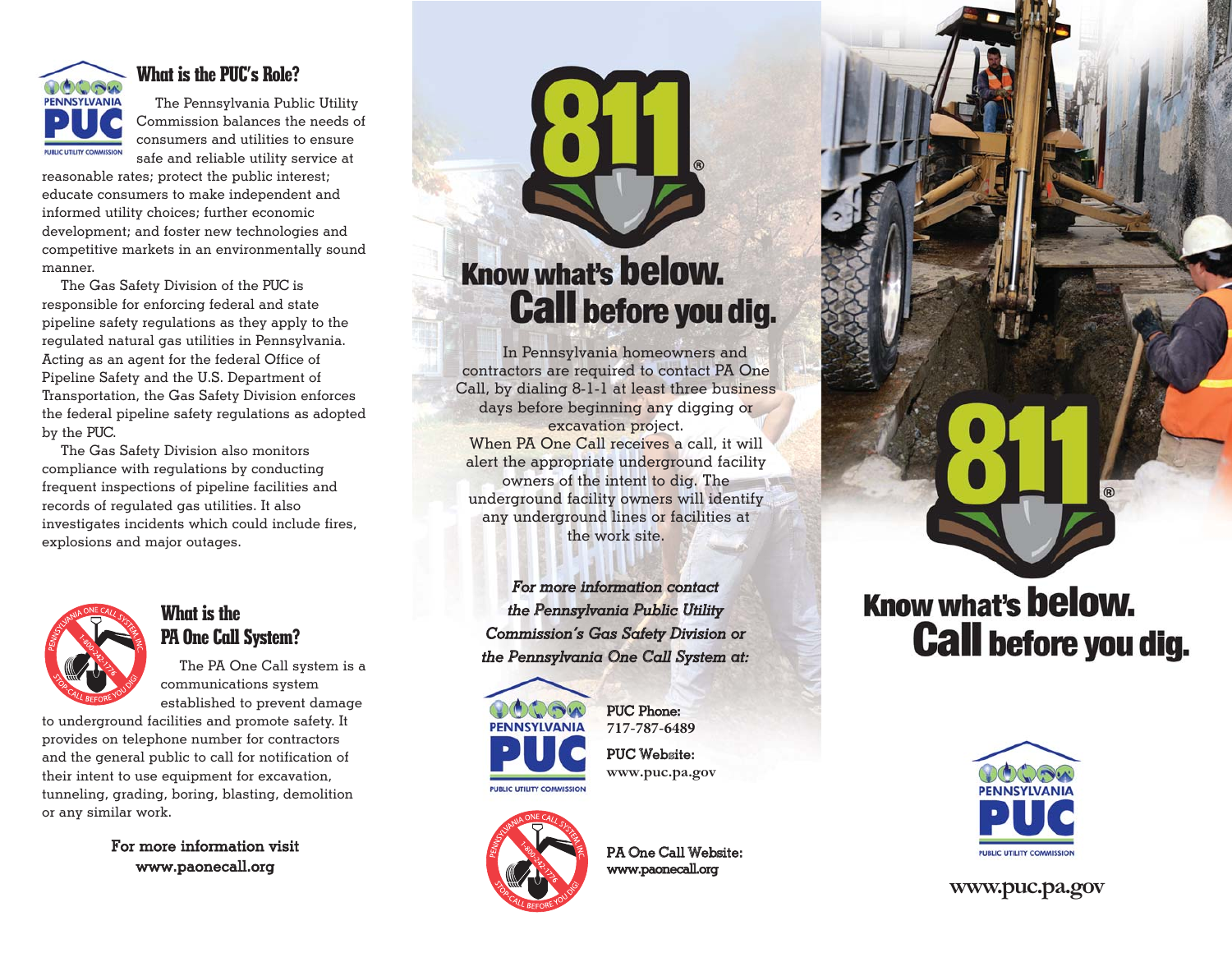## What is the PUC's Role?

The Pennsylvania Public Utility Commission balances the needs of consumers and utilities to ensure safe and reliable utility service at reasonable rates; protect the public interest; educate consumers to make independent and informed utility choices; further economic development; and foster new technologies and competitive markets in an environmentally sound manner.

The Gas Safety Division of the PUC is responsible for enforcing federal and state pipeline safety regulations as they apply to the regulated natural gas utilities in Pennsylvania. Acting as an agent for the federal Office of Pipeline Safety and the U.S. Department of Transportation, the Gas Safety Division enforces the federal pipeline safety regulations as adopted by the PUC.

The Gas Safety Division also monitors compliance with regulations by conducting frequent inspections of pipeline facilities and records of regulated gas utilities. It also investigates incidents which could include fires, explosions and major outages.

## What is the PA One Call System?

The PA One Call system is a communications system established to prevent damage to underground facilities and promote safety. It provides on telephone number for contractors and the general public to call for notification of their intent to use equipment for excavation, tunneling, grading, boring, blasting, demolition or any similar work.

**For more information visit www.paonecall.org**

# 811

## Know what's below. Call before you dig.

In Pennsylvania homeowners and contractors are required to contact PA One Call, by dialing 8-1-1 at least three business days before beginning any digging or excavation project.

When PA One Call receives a call, it will alert the appropriate underground facility owners of the intent to dig. The underground facility owners will identify any underground lines or facilities at the work site.

***For more information contact the Pennsylvania Public Utility Commission's Gas Safety Division or the Pennsylvania One Call System at:***

**PUC Phone:** 717-787-6489

**PUC Website:** www.puc.pa.gov

**PA One Call Website:** www.paonecall.org

# 811

## Know what's below. Call before you dig.

PENNSYLVANIA PUC PUBLIC UTILITY COMMISSION

www.puc.pa.gov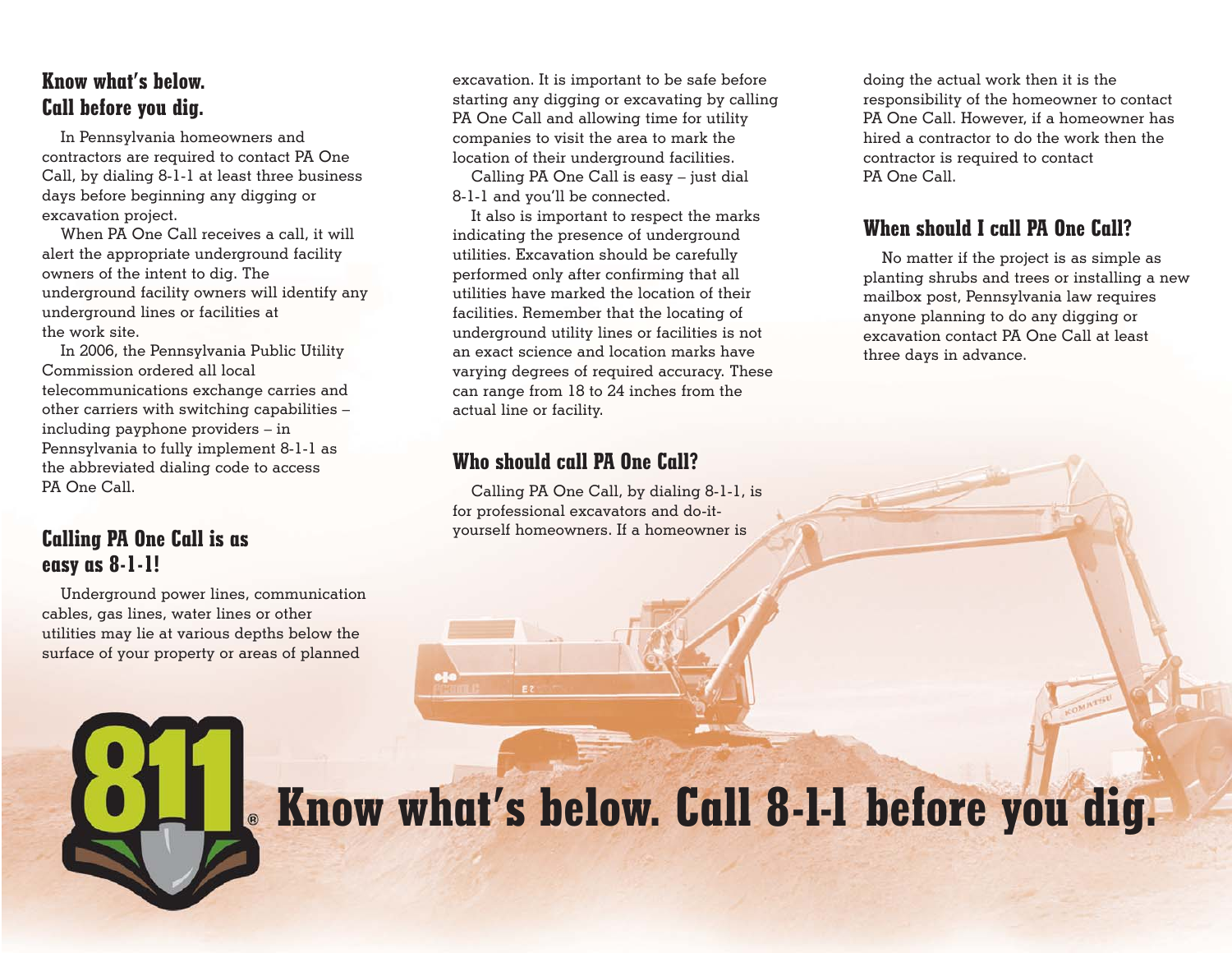## Know what's below. Call before you dig.

In Pennsylvania homeowners and contractors are required to contact PA One Call, by dialing 8-1-1 at least three business days before beginning any digging or excavation project.

When PA One Call receives a call, it will alert the appropriate underground facility owners of the intent to dig. The underground facility owners will identify any underground lines or facilities at the work site.

In 2006, the Pennsylvania Public Utility Commission ordered all local telecommunications exchange carries and other carriers with switching capabilities – including payphone providers – in Pennsylvania to fully implement 8-1-1 as the abbreviated dialing code to access PA One Call.

## Calling PA One Call is as easy as 8-1-1!

Underground power lines, communication cables, gas lines, water lines or other utilities may lie at various depths below the surface of your property or areas of planned excavation. It is important to be safe before starting any digging or excavating by calling PA One Call and allowing time for utility companies to visit the area to mark the location of their underground facilities.

Calling PA One Call is easy – just dial 8-1-1 and you'll be connected.

It also is important to respect the marks indicating the presence of underground utilities. Excavation should be carefully performed only after confirming that all utilities have marked the location of their facilities. Remember that the locating of underground utility lines or facilities is not an exact science and location marks have varying degrees of required accuracy. These can range from 18 to 24 inches from the actual line or facility.

## Who should call PA One Call?

Calling PA One Call, by dialing 8-1-1, is for professional excavators and do-it-yourself homeowners. If a homeowner is doing the actual work then it is the responsibility of the homeowner to contact PA One Call. However, if a homeowner has hired a contractor to do the work then the contractor is required to contact PA One Call.

## When should I call PA One Call?

No matter if the project is as simple as planting shrubs and trees or installing a new mailbox post, Pennsylvania law requires anyone planning to do any digging or excavation contact PA One Call at least three days in advance.

811®

**Know what's below. Call 8-1-1 before you dig.**